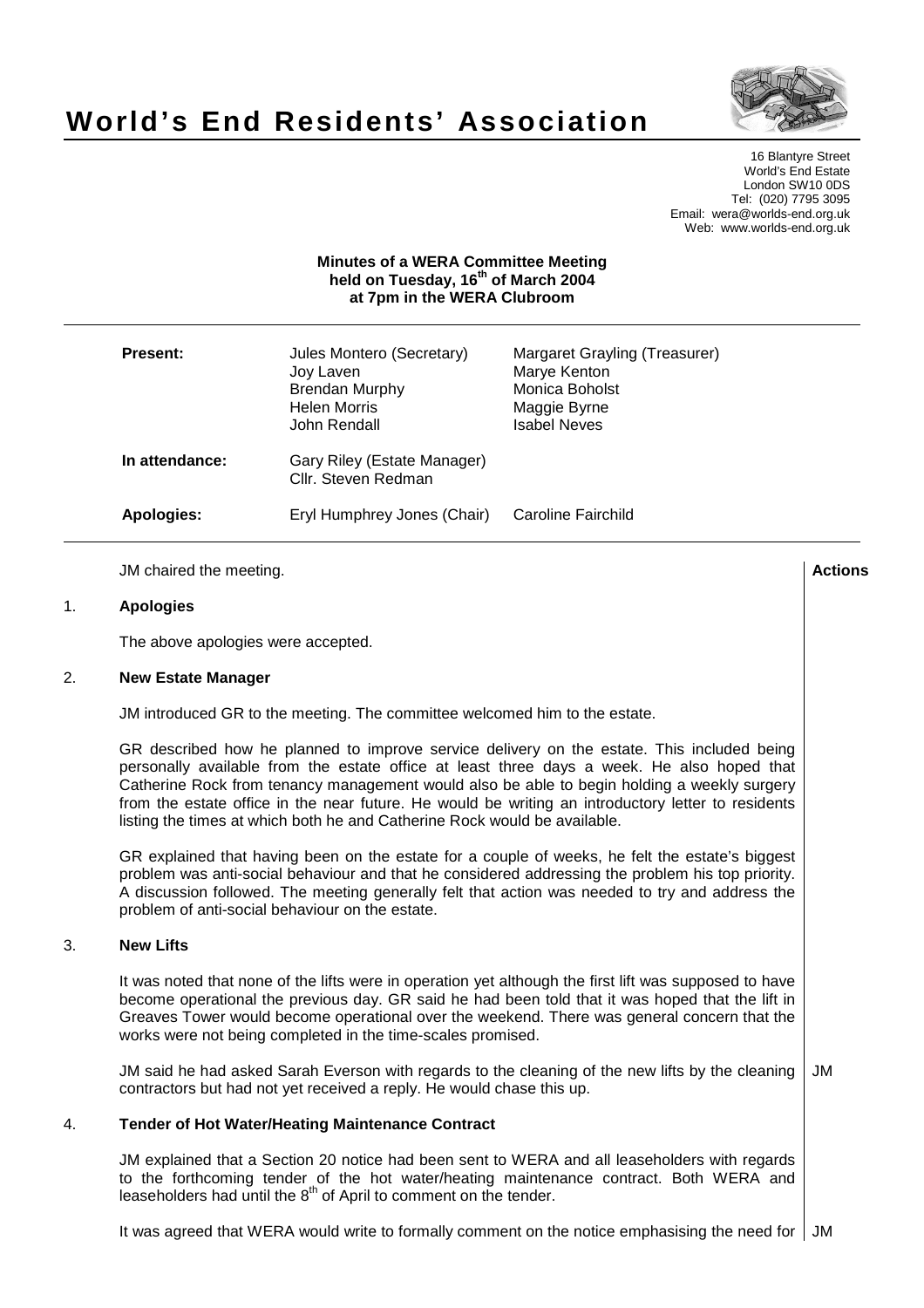# World's End Residents' Association

16 Blantyre Street
World's End Estate
London SW10 0DS
Tel: (020) 7795 3095
Email: wera@worlds-end.org.uk
Web: www.worlds-end.org.uk

**Minutes of a WERA Committee Meeting held on Tuesday, 16th of March 2004 at 7pm in the WERA Clubroom**

| | | |
|---|---|---|
| **Present:** | Jules Montero (Secretary) | Margaret Grayling (Treasurer) |
| | Joy Laven | Marye Kenton |
| | Brendan Murphy | Monica Boholst |
| | Helen Morris | Maggie Byrne |
| | John Rendall | Isabel Neves |
| **In attendance:** | Gary Riley (Estate Manager) | |
| | Cllr. Steven Redman | |
| **Apologies:** | Eryl Humphrey Jones (Chair) | Caroline Fairchild |

JM chaired the meeting.

**Actions**

## 1. Apologies

The above apologies were accepted.

## 2. New Estate Manager

JM introduced GR to the meeting. The committee welcomed him to the estate.

GR described how he planned to improve service delivery on the estate. This included being personally available from the estate office at least three days a week. He also hoped that Catherine Rock from tenancy management would also be able to begin holding a weekly surgery from the estate office in the near future. He would be writing an introductory letter to residents listing the times at which both he and Catherine Rock would be available.

GR explained that having been on the estate for a couple of weeks, he felt the estate's biggest problem was anti-social behaviour and that he considered addressing the problem his top priority. A discussion followed. The meeting generally felt that action was needed to try and address the problem of anti-social behaviour on the estate.

## 3. New Lifts

It was noted that none of the lifts were in operation yet although the first lift was supposed to have become operational the previous day. GR said he had been told that it was hoped that the lift in Greaves Tower would become operational over the weekend. There was general concern that the works were not being completed in the time-scales promised.

JM said he had asked Sarah Everson with regards to the cleaning of the new lifts by the cleaning contractors but had not yet received a reply. He would chase this up. — **JM**

## 4. Tender of Hot Water/Heating Maintenance Contract

JM explained that a Section 20 notice had been sent to WERA and all leaseholders with regards to the forthcoming tender of the hot water/heating maintenance contract. Both WERA and leaseholders had until the 8th of April to comment on the tender.

It was agreed that WERA would write to formally comment on the notice emphasising the need for — **JM**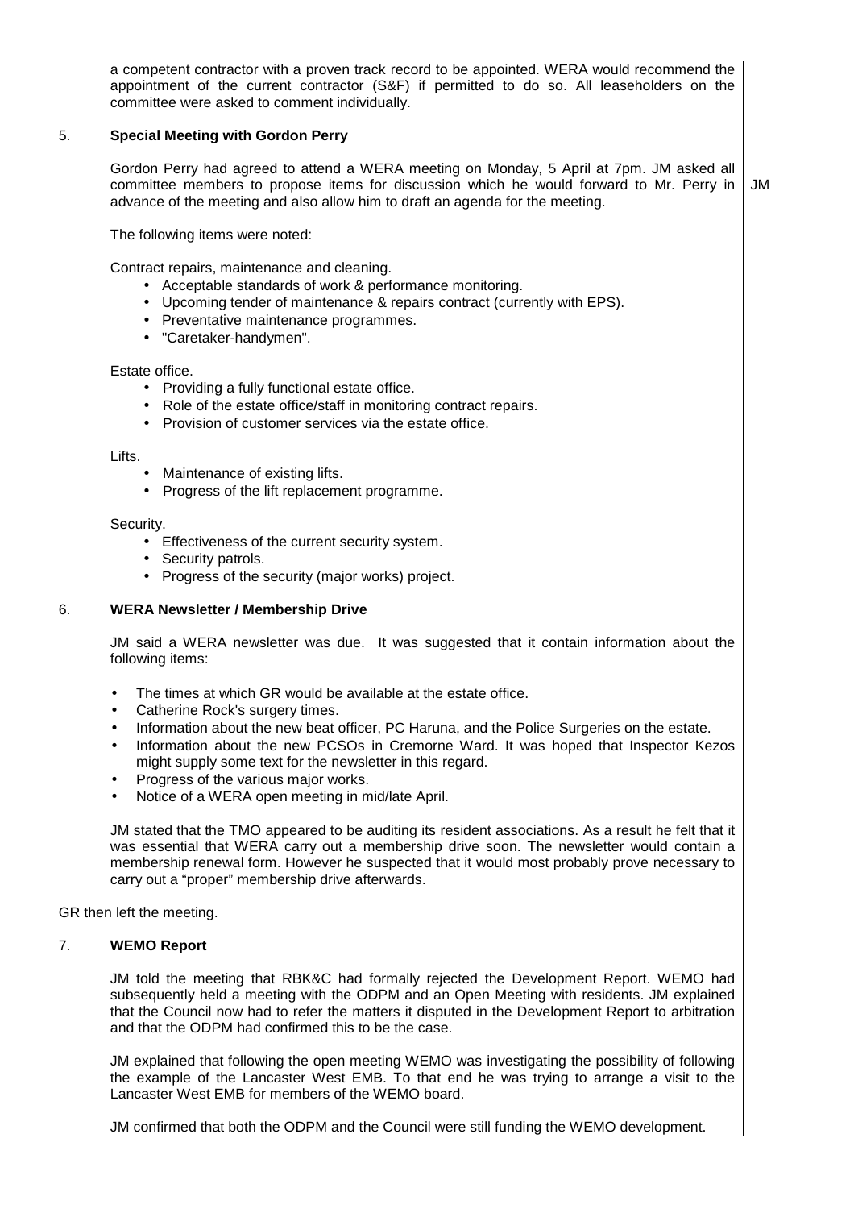a competent contractor with a proven track record to be appointed. WERA would recommend the appointment of the current contractor (S&F) if permitted to do so. All leaseholders on the committee were asked to comment individually.

## 5. Special Meeting with Gordon Perry

Gordon Perry had agreed to attend a WERA meeting on Monday, 5 April at 7pm. JM asked all committee members to propose items for discussion which he would forward to Mr. Perry in advance of the meeting and also allow him to draft an agenda for the meeting. **JM**

The following items were noted:

Contract repairs, maintenance and cleaning.

- Acceptable standards of work & performance monitoring.
- Upcoming tender of maintenance & repairs contract (currently with EPS).
- Preventative maintenance programmes.
- "Caretaker-handymen".

Estate office.

- Providing a fully functional estate office.
- Role of the estate office/staff in monitoring contract repairs.
- Provision of customer services via the estate office.

Lifts.

- Maintenance of existing lifts.
- Progress of the lift replacement programme.

Security.

- Effectiveness of the current security system.
- Security patrols.
- Progress of the security (major works) project.

## 6. WERA Newsletter / Membership Drive

JM said a WERA newsletter was due. It was suggested that it contain information about the following items:

- The times at which GR would be available at the estate office.
- Catherine Rock's surgery times.
- Information about the new beat officer, PC Haruna, and the Police Surgeries on the estate.
- Information about the new PCSOs in Cremorne Ward. It was hoped that Inspector Kezos might supply some text for the newsletter in this regard.
- Progress of the various major works.
- Notice of a WERA open meeting in mid/late April.

JM stated that the TMO appeared to be auditing its resident associations. As a result he felt that it was essential that WERA carry out a membership drive soon. The newsletter would contain a membership renewal form. However he suspected that it would most probably prove necessary to carry out a "proper" membership drive afterwards.

GR then left the meeting.

## 7. WEMO Report

JM told the meeting that RBK&C had formally rejected the Development Report. WEMO had subsequently held a meeting with the ODPM and an Open Meeting with residents. JM explained that the Council now had to refer the matters it disputed in the Development Report to arbitration and that the ODPM had confirmed this to be the case.

JM explained that following the open meeting WEMO was investigating the possibility of following the example of the Lancaster West EMB. To that end he was trying to arrange a visit to the Lancaster West EMB for members of the WEMO board.

JM confirmed that both the ODPM and the Council were still funding the WEMO development.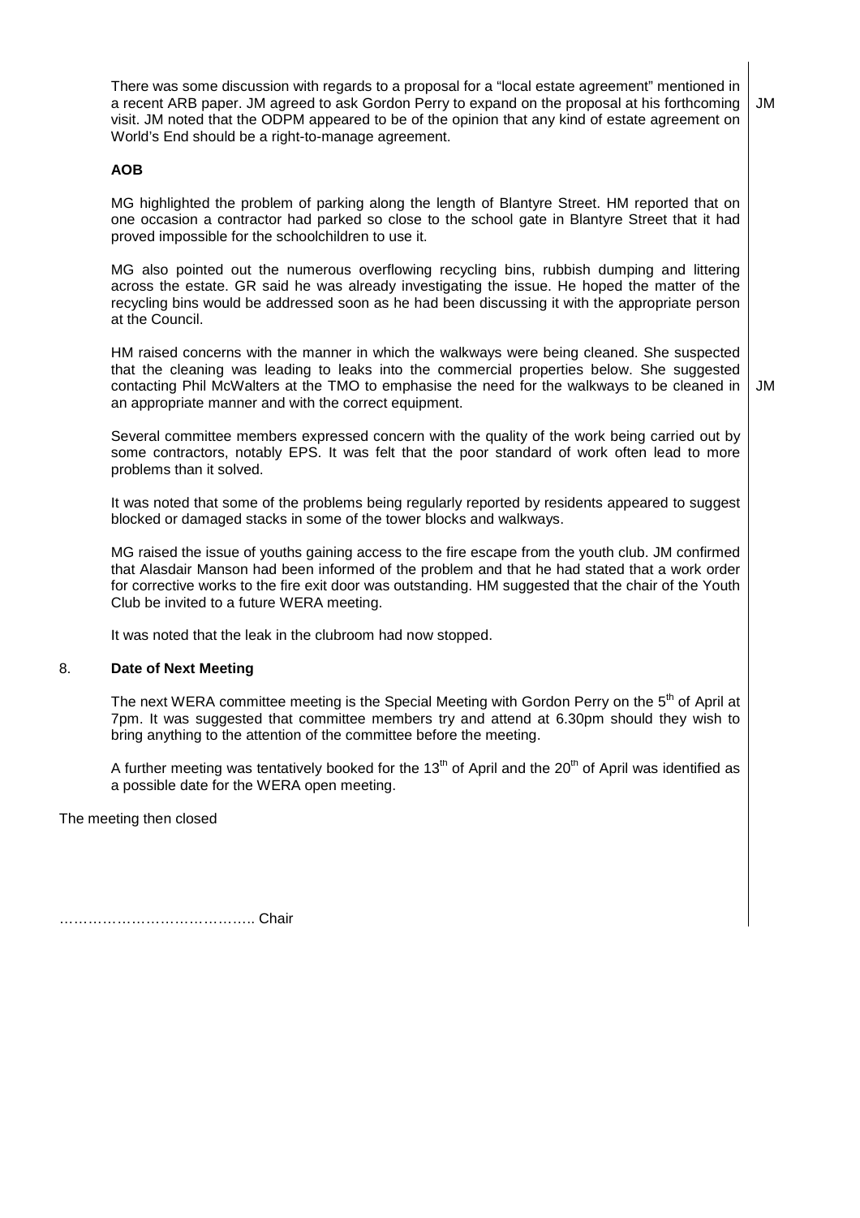There was some discussion with regards to a proposal for a "local estate agreement" mentioned in a recent ARB paper. JM agreed to ask Gordon Perry to expand on the proposal at his forthcoming visit. JM noted that the ODPM appeared to be of the opinion that any kind of estate agreement on World's End should be a right-to-manage agreement. **JM**

**AOB**

MG highlighted the problem of parking along the length of Blantyre Street. HM reported that on one occasion a contractor had parked so close to the school gate in Blantyre Street that it had proved impossible for the schoolchildren to use it.

MG also pointed out the numerous overflowing recycling bins, rubbish dumping and littering across the estate. GR said he was already investigating the issue. He hoped the matter of the recycling bins would be addressed soon as he had been discussing it with the appropriate person at the Council.

HM raised concerns with the manner in which the walkways were being cleaned. She suspected that the cleaning was leading to leaks into the commercial properties below. She suggested contacting Phil McWalters at the TMO to emphasise the need for the walkways to be cleaned in an appropriate manner and with the correct equipment. **JM**

Several committee members expressed concern with the quality of the work being carried out by some contractors, notably EPS. It was felt that the poor standard of work often lead to more problems than it solved.

It was noted that some of the problems being regularly reported by residents appeared to suggest blocked or damaged stacks in some of the tower blocks and walkways.

MG raised the issue of youths gaining access to the fire escape from the youth club. JM confirmed that Alasdair Manson had been informed of the problem and that he had stated that a work order for corrective works to the fire exit door was outstanding. HM suggested that the chair of the Youth Club be invited to a future WERA meeting.

It was noted that the leak in the clubroom had now stopped.

## 8. Date of Next Meeting

The next WERA committee meeting is the Special Meeting with Gordon Perry on the 5th of April at 7pm. It was suggested that committee members try and attend at 6.30pm should they wish to bring anything to the attention of the committee before the meeting.

A further meeting was tentatively booked for the 13th of April and the 20th of April was identified as a possible date for the WERA open meeting.

The meeting then closed

………………………………….. Chair